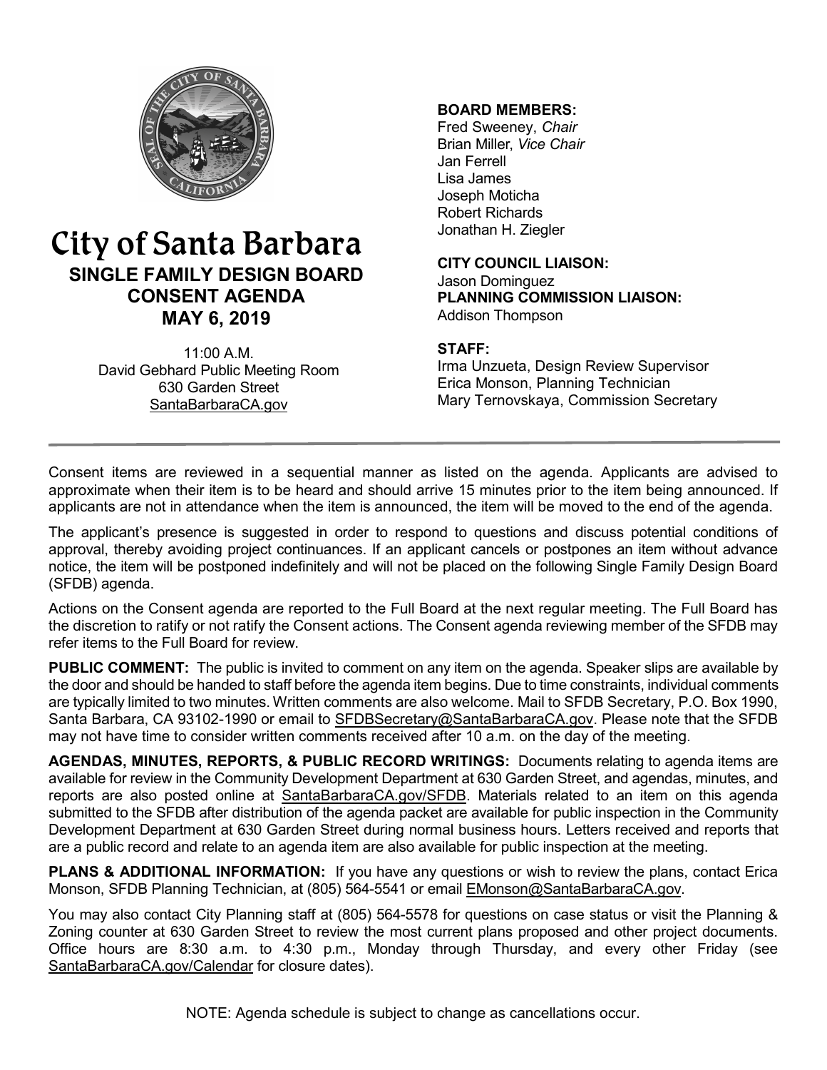# City of Santa Barbara

## SINGLE FAMILY DESIGN BOARD CONSENT AGENDA MAY 6, 2019

11:00 A.M.
David Gebhard Public Meeting Room
630 Garden Street
SantaBarbaraCA.gov

**BOARD MEMBERS:**
Fred Sweeney, *Chair*
Brian Miller, *Vice Chair*
Jan Ferrell
Lisa James
Joseph Moticha
Robert Richards
Jonathan H. Ziegler

**CITY COUNCIL LIAISON:**
Jason Dominguez

**PLANNING COMMISSION LIAISON:**
Addison Thompson

**STAFF:**
Irma Unzueta, Design Review Supervisor
Erica Monson, Planning Technician
Mary Ternovskaya, Commission Secretary

---

Consent items are reviewed in a sequential manner as listed on the agenda. Applicants are advised to approximate when their item is to be heard and should arrive 15 minutes prior to the item being announced. If applicants are not in attendance when the item is announced, the item will be moved to the end of the agenda.

The applicant's presence is suggested in order to respond to questions and discuss potential conditions of approval, thereby avoiding project continuances. If an applicant cancels or postpones an item without advance notice, the item will be postponed indefinitely and will not be placed on the following Single Family Design Board (SFDB) agenda.

Actions on the Consent agenda are reported to the Full Board at the next regular meeting. The Full Board has the discretion to ratify or not ratify the Consent actions. The Consent agenda reviewing member of the SFDB may refer items to the Full Board for review.

**PUBLIC COMMENT:** The public is invited to comment on any item on the agenda. Speaker slips are available by the door and should be handed to staff before the agenda item begins. Due to time constraints, individual comments are typically limited to two minutes. Written comments are also welcome. Mail to SFDB Secretary, P.O. Box 1990, Santa Barbara, CA 93102-1990 or email to SFDBSecretary@SantaBarbaraCA.gov. Please note that the SFDB may not have time to consider written comments received after 10 a.m. on the day of the meeting.

**AGENDAS, MINUTES, REPORTS, & PUBLIC RECORD WRITINGS:** Documents relating to agenda items are available for review in the Community Development Department at 630 Garden Street, and agendas, minutes, and reports are also posted online at SantaBarbaraCA.gov/SFDB. Materials related to an item on this agenda submitted to the SFDB after distribution of the agenda packet are available for public inspection in the Community Development Department at 630 Garden Street during normal business hours. Letters received and reports that are a public record and relate to an agenda item are also available for public inspection at the meeting.

**PLANS & ADDITIONAL INFORMATION:** If you have any questions or wish to review the plans, contact Erica Monson, SFDB Planning Technician, at (805) 564-5541 or email EMonson@SantaBarbaraCA.gov.

You may also contact City Planning staff at (805) 564-5578 for questions on case status or visit the Planning & Zoning counter at 630 Garden Street to review the most current plans proposed and other project documents. Office hours are 8:30 a.m. to 4:30 p.m., Monday through Thursday, and every other Friday (see SantaBarbaraCA.gov/Calendar for closure dates).

NOTE: Agenda schedule is subject to change as cancellations occur.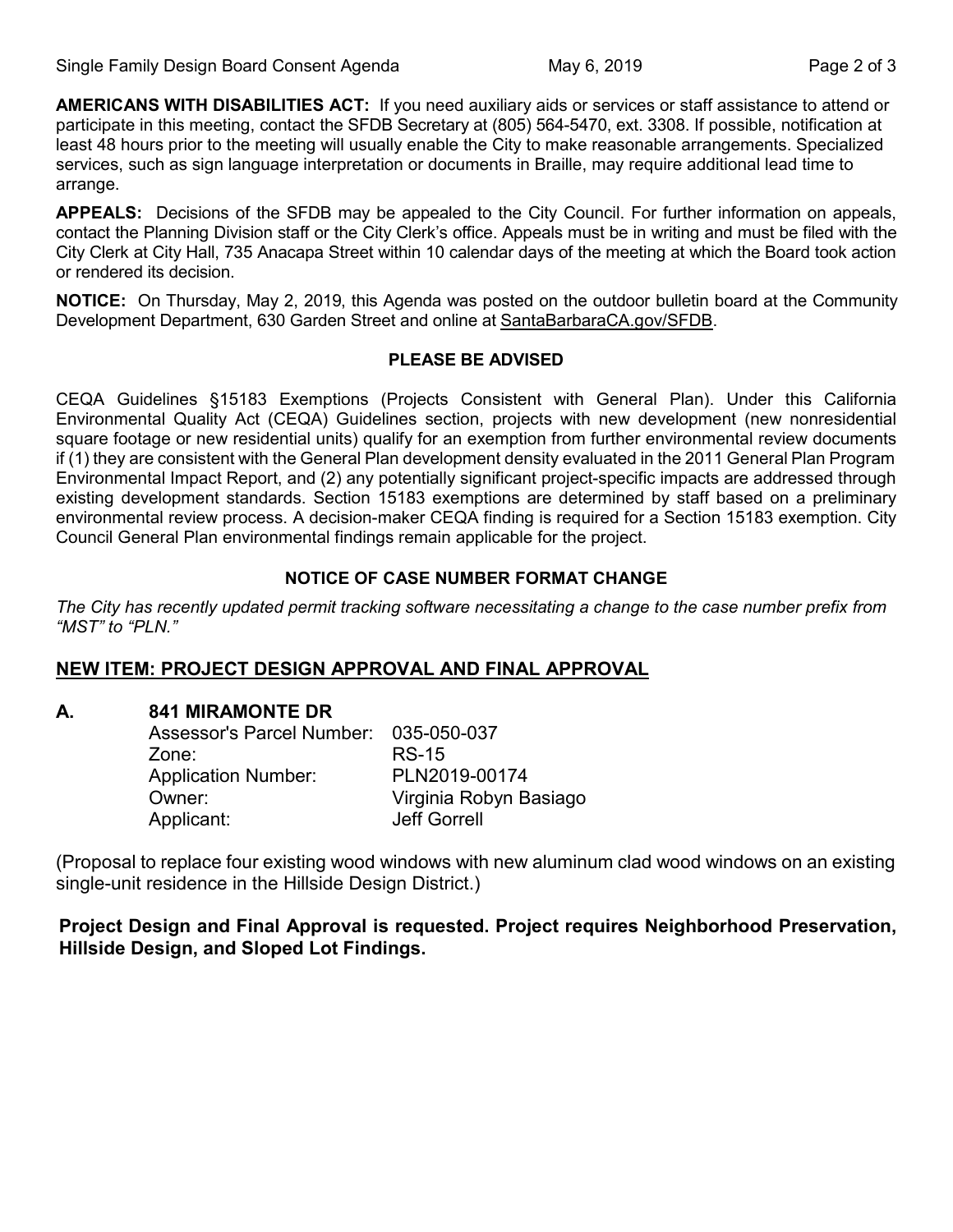**AMERICANS WITH DISABILITIES ACT:** If you need auxiliary aids or services or staff assistance to attend or participate in this meeting, contact the SFDB Secretary at (805) 564-5470, ext. 3308. If possible, notification at least 48 hours prior to the meeting will usually enable the City to make reasonable arrangements. Specialized services, such as sign language interpretation or documents in Braille, may require additional lead time to arrange.

**APPEALS:** Decisions of the SFDB may be appealed to the City Council. For further information on appeals, contact the Planning Division staff or the City Clerk's office. Appeals must be in writing and must be filed with the City Clerk at City Hall, 735 Anacapa Street within 10 calendar days of the meeting at which the Board took action or rendered its decision.

**NOTICE:** On Thursday, May 2, 2019, this Agenda was posted on the outdoor bulletin board at the Community Development Department, 630 Garden Street and online at SantaBarbaraCA.gov/SFDB.

**PLEASE BE ADVISED**

CEQA Guidelines §15183 Exemptions (Projects Consistent with General Plan). Under this California Environmental Quality Act (CEQA) Guidelines section, projects with new development (new nonresidential square footage or new residential units) qualify for an exemption from further environmental review documents if (1) they are consistent with the General Plan development density evaluated in the 2011 General Plan Program Environmental Impact Report, and (2) any potentially significant project-specific impacts are addressed through existing development standards. Section 15183 exemptions are determined by staff based on a preliminary environmental review process. A decision-maker CEQA finding is required for a Section 15183 exemption. City Council General Plan environmental findings remain applicable for the project.

**NOTICE OF CASE NUMBER FORMAT CHANGE**

*The City has recently updated permit tracking software necessitating a change to the case number prefix from "MST" to "PLN."*

## NEW ITEM: PROJECT DESIGN APPROVAL AND FINAL APPROVAL

**A. 841 MIRAMONTE DR**

Assessor's Parcel Number: 035-050-037
Zone: RS-15
Application Number: PLN2019-00174
Owner: Virginia Robyn Basiago
Applicant: Jeff Gorrell

(Proposal to replace four existing wood windows with new aluminum clad wood windows on an existing single-unit residence in the Hillside Design District.)

**Project Design and Final Approval is requested. Project requires Neighborhood Preservation, Hillside Design, and Sloped Lot Findings.**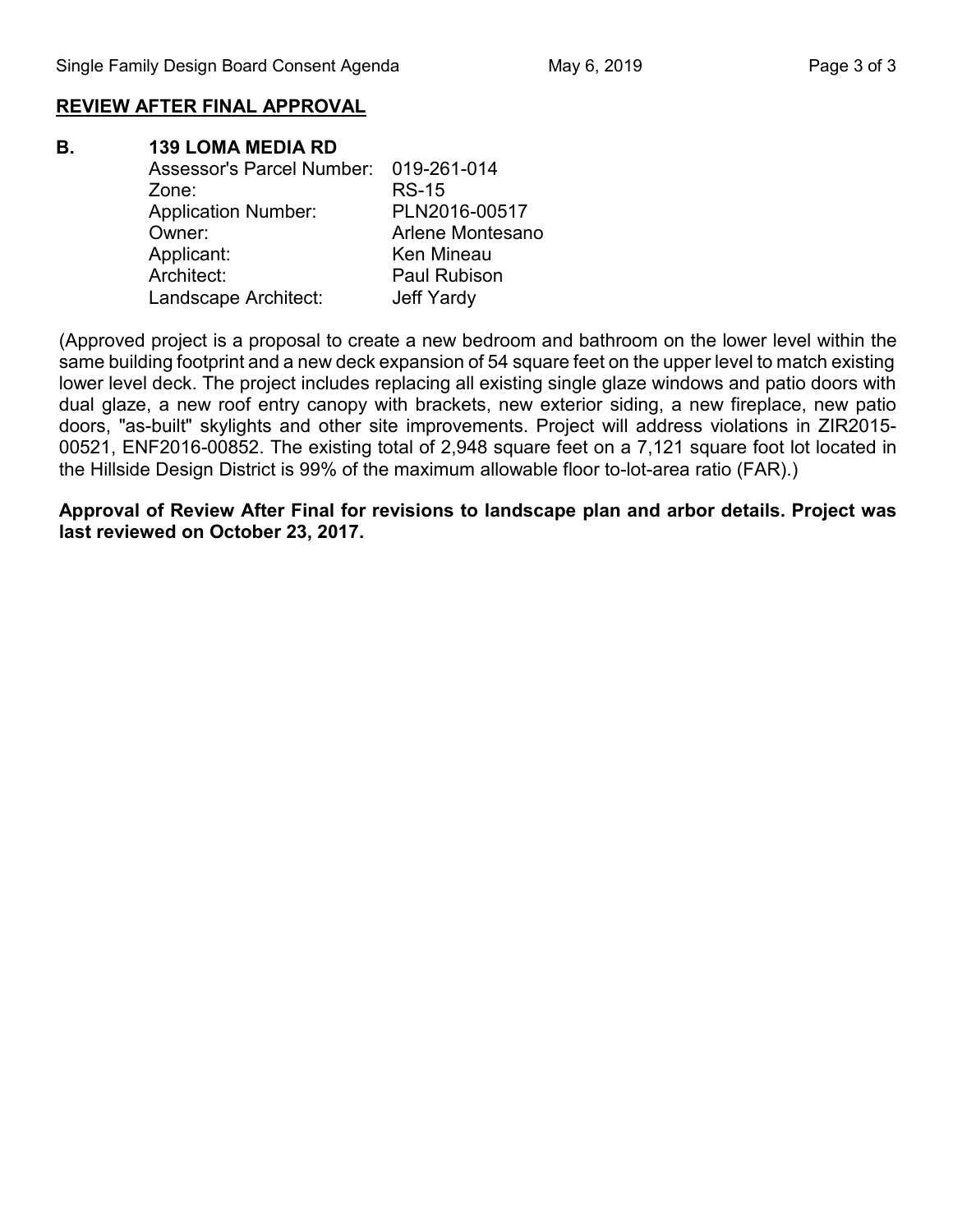## REVIEW AFTER FINAL APPROVAL

### B. 139 LOMA MEDIA RD

| | |
|---|---|
| Assessor's Parcel Number: | 019-261-014 |
| Zone: | RS-15 |
| Application Number: | PLN2016-00517 |
| Owner: | Arlene Montesano |
| Applicant: | Ken Mineau |
| Architect: | Paul Rubison |
| Landscape Architect: | Jeff Yardy |

(Approved project is a proposal to create a new bedroom and bathroom on the lower level within the same building footprint and a new deck expansion of 54 square feet on the upper level to match existing lower level deck. The project includes replacing all existing single glaze windows and patio doors with dual glaze, a new roof entry canopy with brackets, new exterior siding, a new fireplace, new patio doors, "as-built" skylights and other site improvements. Project will address violations in ZIR2015-00521, ENF2016-00852. The existing total of 2,948 square feet on a 7,121 square foot lot located in the Hillside Design District is 99% of the maximum allowable floor to-lot-area ratio (FAR).)

**Approval of Review After Final for revisions to landscape plan and arbor details. Project was last reviewed on October 23, 2017.**